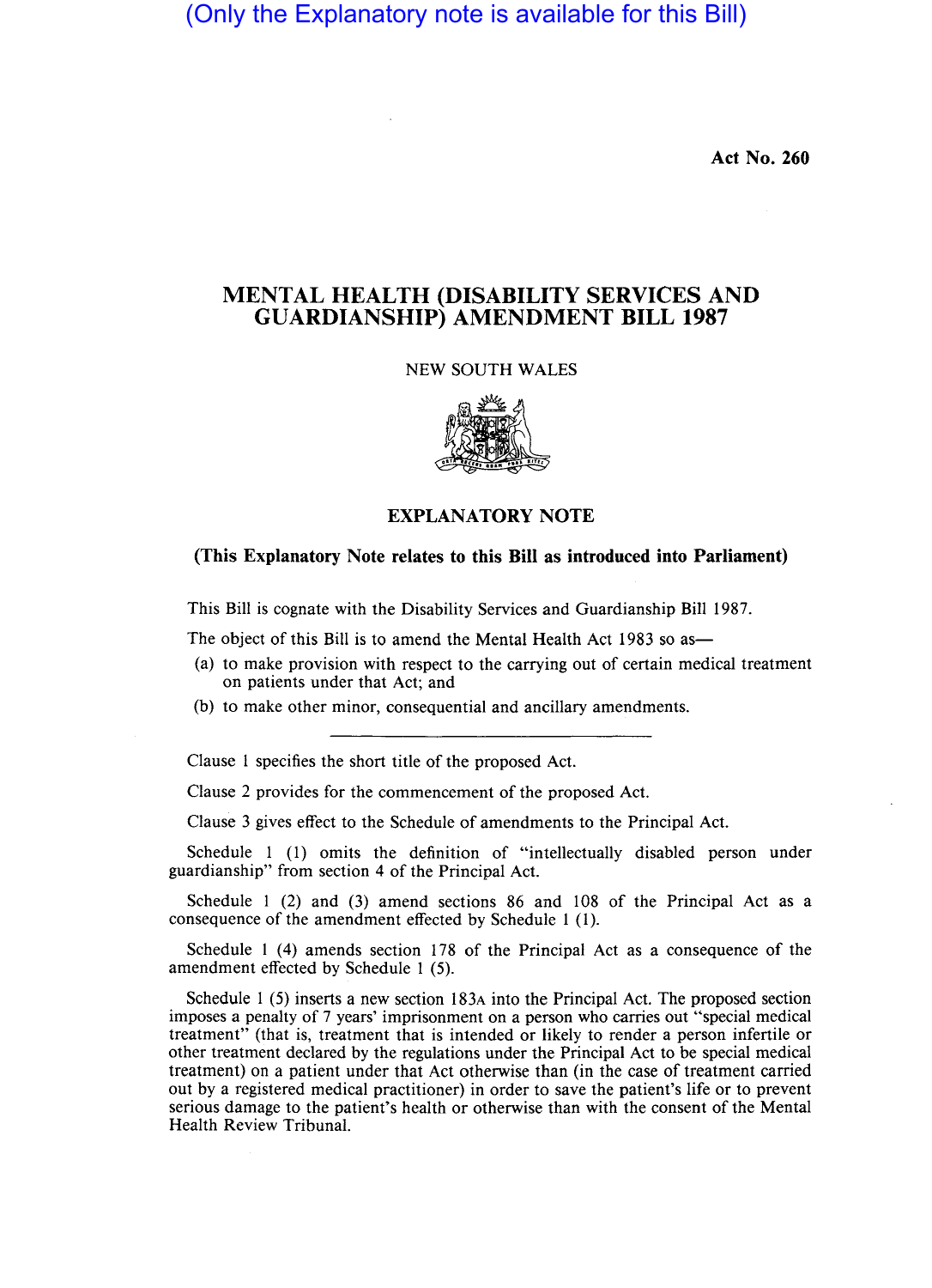(Only the Explanatory note is available for this Bill)

**Act No. 260**

# MENTAL HEALTH (DISABILITY SERVICES AND GUARDIANSHIP) AMENDMENT BILL 1987

NEW SOUTH WALES

## EXPLANATORY NOTE

**(This Explanatory Note relates to this Bill as introduced into Parliament)**

This Bill is cognate with the Disability Services and Guardianship Bill 1987.

The object of this Bill is to amend the Mental Health Act 1983 so as—

(a) to make provision with respect to the carrying out of certain medical treatment on patients under that Act; and

(b) to make other minor, consequential and ancillary amendments.

---

Clause 1 specifies the short title of the proposed Act.

Clause 2 provides for the commencement of the proposed Act.

Clause 3 gives effect to the Schedule of amendments to the Principal Act.

Schedule 1 (1) omits the definition of "intellectually disabled person under guardianship" from section 4 of the Principal Act.

Schedule 1 (2) and (3) amend sections 86 and 108 of the Principal Act as a consequence of the amendment effected by Schedule 1 (1).

Schedule 1 (4) amends section 178 of the Principal Act as a consequence of the amendment effected by Schedule 1 (5).

Schedule 1 (5) inserts a new section 183A into the Principal Act. The proposed section imposes a penalty of 7 years' imprisonment on a person who carries out "special medical treatment" (that is, treatment that is intended or likely to render a person infertile or other treatment declared by the regulations under the Principal Act to be special medical treatment) on a patient under that Act otherwise than (in the case of treatment carried out by a registered medical practitioner) in order to save the patient's life or to prevent serious damage to the patient's health or otherwise than with the consent of the Mental Health Review Tribunal.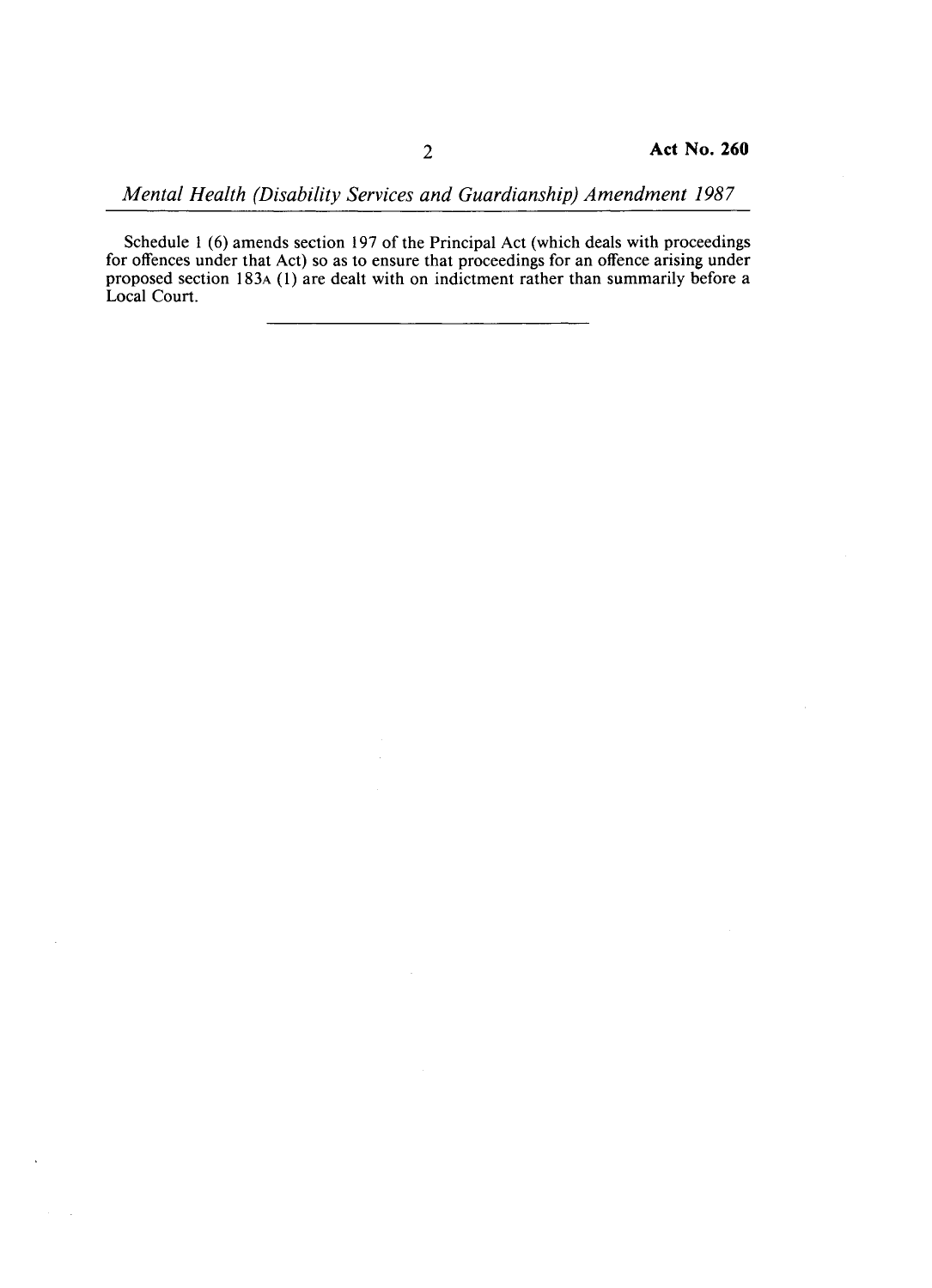Schedule 1 (6) amends section 197 of the Principal Act (which deals with proceedings for offences under that Act) so as to ensure that proceedings for an offence arising under proposed section 183A (1) are dealt with on indictment rather than summarily before a Local Court.